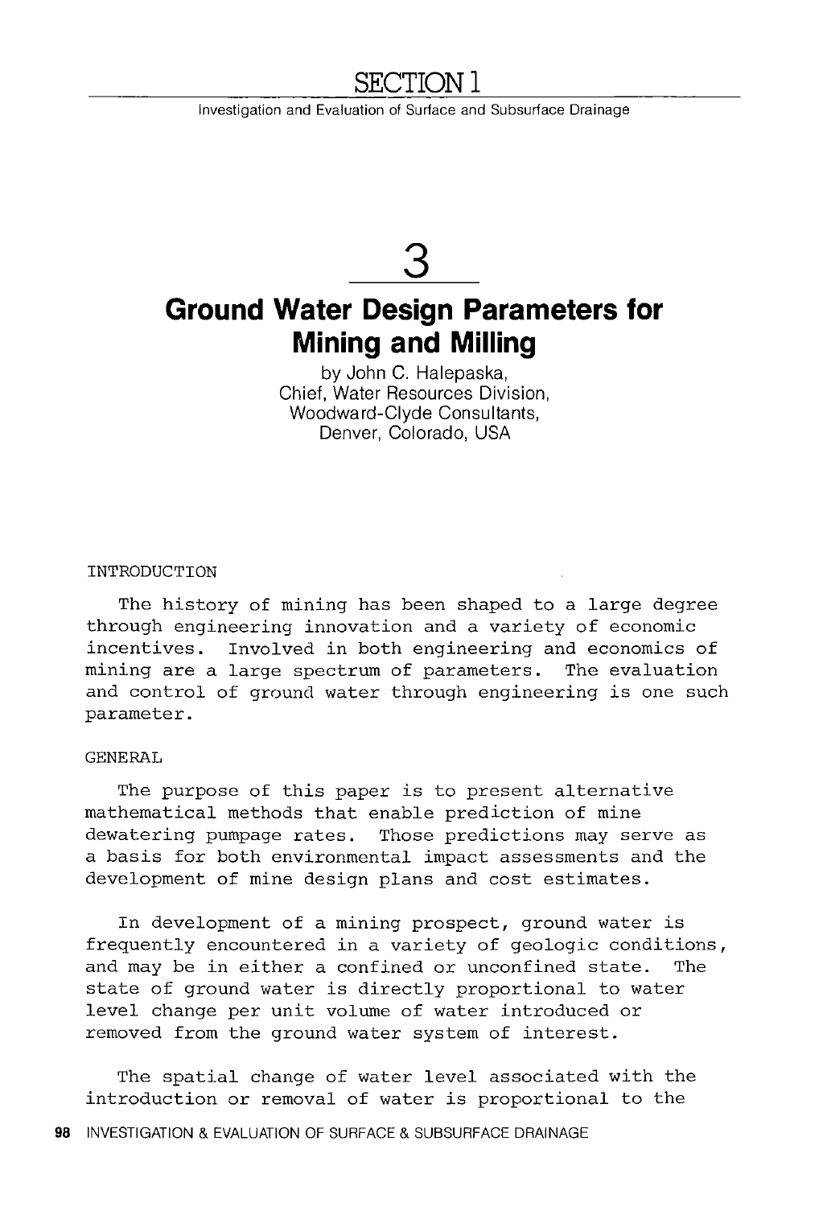# SECTION 1

Investigation and Evaluation of Surface and Subsurface Drainage

# 3

## Ground Water Design Parameters for Mining and Milling

by John C. Halepaska,
Chief, Water Resources Division,
Woodward-Clyde Consultants,
Denver, Colorado, USA

### INTRODUCTION

The history of mining has been shaped to a large degree through engineering innovation and a variety of economic incentives. Involved in both engineering and economics of mining are a large spectrum of parameters. The evaluation and control of ground water through engineering is one such parameter.

### GENERAL

The purpose of this paper is to present alternative mathematical methods that enable prediction of mine dewatering pumpage rates. Those predictions may serve as a basis for both environmental impact assessments and the development of mine design plans and cost estimates.

In development of a mining prospect, ground water is frequently encountered in a variety of geologic conditions, and may be in either a confined or unconfined state. The state of ground water is directly proportional to water level change per unit volume of water introduced or removed from the ground water system of interest.

The spatial change of water level associated with the introduction or removal of water is proportional to the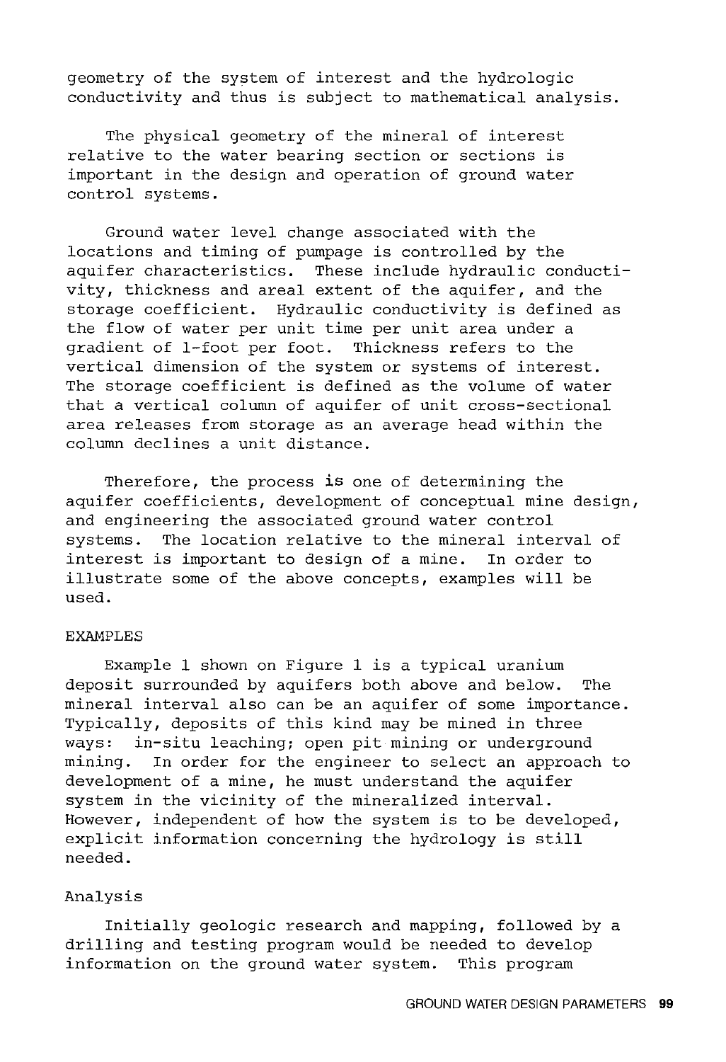geometry of the system of interest and the hydrologic conductivity and thus is subject to mathematical analysis.

The physical geometry of the mineral of interest relative to the water bearing section or sections is important in the design and operation of ground water control systems.

Ground water level change associated with the locations and timing of pumpage is controlled by the aquifer characteristics. These include hydraulic conductivity, thickness and areal extent of the aquifer, and the storage coefficient. Hydraulic conductivity is defined as the flow of water per unit time per unit area under a gradient of 1-foot per foot. Thickness refers to the vertical dimension of the system or systems of interest. The storage coefficient is defined as the volume of water that a vertical column of aquifer of unit cross-sectional area releases from storage as an average head within the column declines a unit distance.

Therefore, the process is one of determining the aquifer coefficients, development of conceptual mine design, and engineering the associated ground water control systems. The location relative to the mineral interval of interest is important to design of a mine. In order to illustrate some of the above concepts, examples will be used.

## EXAMPLES

Example 1 shown on Figure 1 is a typical uranium deposit surrounded by aquifers both above and below. The mineral interval also can be an aquifer of some importance. Typically, deposits of this kind may be mined in three ways: in-situ leaching; open pit mining or underground mining. In order for the engineer to select an approach to development of a mine, he must understand the aquifer system in the vicinity of the mineralized interval. However, independent of how the system is to be developed, explicit information concerning the hydrology is still needed.

### Analysis

Initially geologic research and mapping, followed by a drilling and testing program would be needed to develop information on the ground water system. This program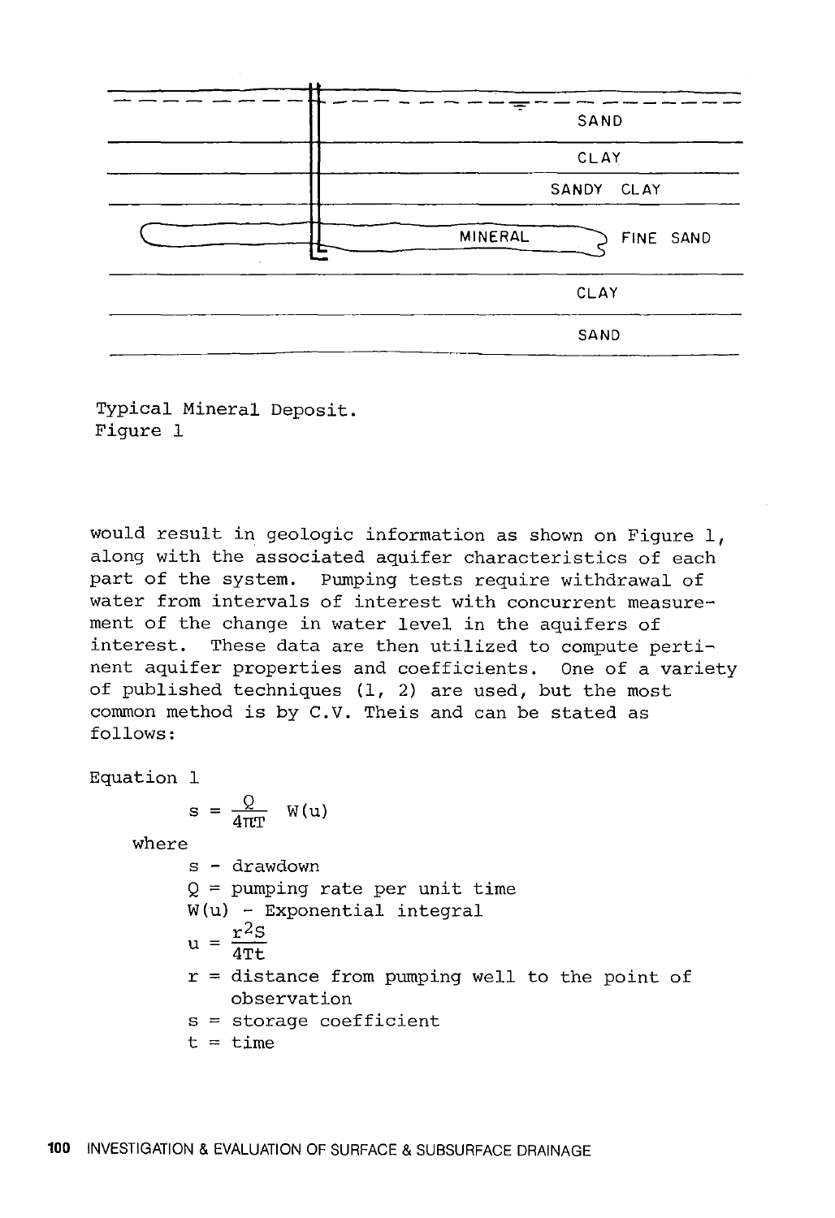SAND

CLAY

SANDY CLAY

MINERAL FINE SAND

CLAY

SAND

Typical Mineral Deposit.
Figure 1

would result in geologic information as shown on Figure 1, along with the associated aquifer characteristics of each part of the system. Pumping tests require withdrawal of water from intervals of interest with concurrent measurement of the change in water level in the aquifers of interest. These data are then utilized to compute pertinent aquifer properties and coefficients. One of a variety of published techniques (1, 2) are used, but the most common method is by C.V. Theis and can be stated as follows:

Equation 1

$$s = \frac{Q}{4\pi T} W(u)$$

where

- s - drawdown
- Q = pumping rate per unit time
- W(u) - Exponential integral
- $u = \frac{r^2 S}{4Tt}$
- r = distance from pumping well to the point of observation
- s = storage coefficient
- t = time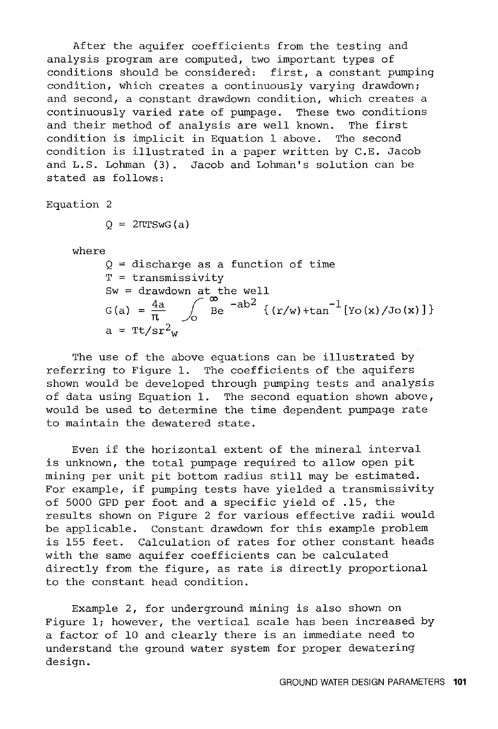After the aquifer coefficients from the testing and analysis program are computed, two important types of conditions should be considered: first, a constant pumping condition, which creates a continuously varying drawdown; and second, a constant drawdown condition, which creates a continuously varied rate of pumpage. These two conditions and their method of analysis are well known. The first condition is implicit in Equation 1 above. The second condition is illustrated in a paper written by C.E. Jacob and L.S. Lohman (3). Jacob and Lohman's solution can be stated as follows:

Equation 2

$$Q = 2\pi T S_w G(a)$$

where

$Q$ = discharge as a function of time

$T$ = transmissivity

$S_w$ = drawdown at the well

$$G(a) = \frac{4a}{\pi} \int_0^{\infty} Be^{-ab^2} \{(r/w)+\tan^{-1}[Y_o(x)/J_o(x)]\}$$

$$a = Tt/sr_w^2$$

The use of the above equations can be illustrated by referring to Figure 1. The coefficients of the aquifers shown would be developed through pumping tests and analysis of data using Equation 1. The second equation shown above, would be used to determine the time dependent pumpage rate to maintain the dewatered state.

Even if the horizontal extent of the mineral interval is unknown, the total pumpage required to allow open pit mining per unit pit bottom radius still may be estimated. For example, if pumping tests have yielded a transmissivity of 5000 GPD per foot and a specific yield of .15, the results shown on Figure 2 for various effective radii would be applicable. Constant drawdown for this example problem is 155 feet. Calculation of rates for other constant heads with the same aquifer coefficients can be calculated directly from the figure, as rate is directly proportional to the constant head condition.

Example 2, for underground mining is also shown on Figure 1; however, the vertical scale has been increased by a factor of 10 and clearly there is an immediate need to understand the ground water system for proper dewatering design.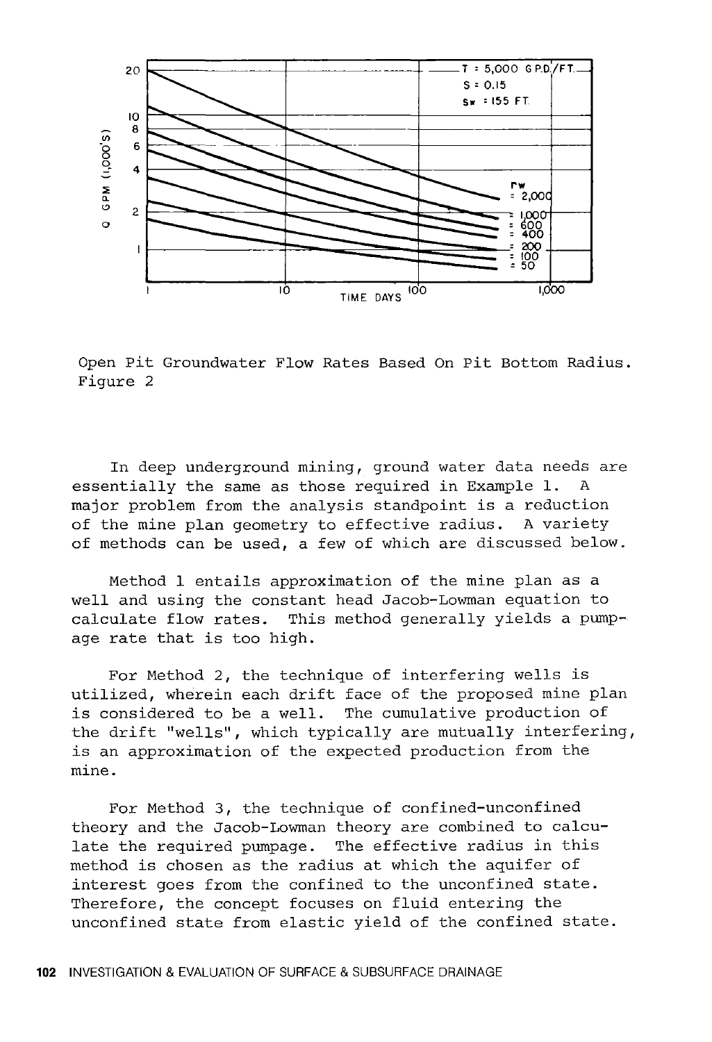Open Pit Groundwater Flow Rates Based On Pit Bottom Radius.
Figure 2

In deep underground mining, ground water data needs are essentially the same as those required in Example 1. A major problem from the analysis standpoint is a reduction of the mine plan geometry to effective radius. A variety of methods can be used, a few of which are discussed below.

Method 1 entails approximation of the mine plan as a well and using the constant head Jacob-Lowman equation to calculate flow rates. This method generally yields a pumpage rate that is too high.

For Method 2, the technique of interfering wells is utilized, wherein each drift face of the proposed mine plan is considered to be a well. The cumulative production of the drift "wells", which typically are mutually interfering, is an approximation of the expected production from the mine.

For Method 3, the technique of confined-unconfined theory and the Jacob-Lowman theory are combined to calculate the required pumpage. The effective radius in this method is chosen as the radius at which the aquifer of interest goes from the confined to the unconfined state. Therefore, the concept focuses on fluid entering the unconfined state from elastic yield of the confined state.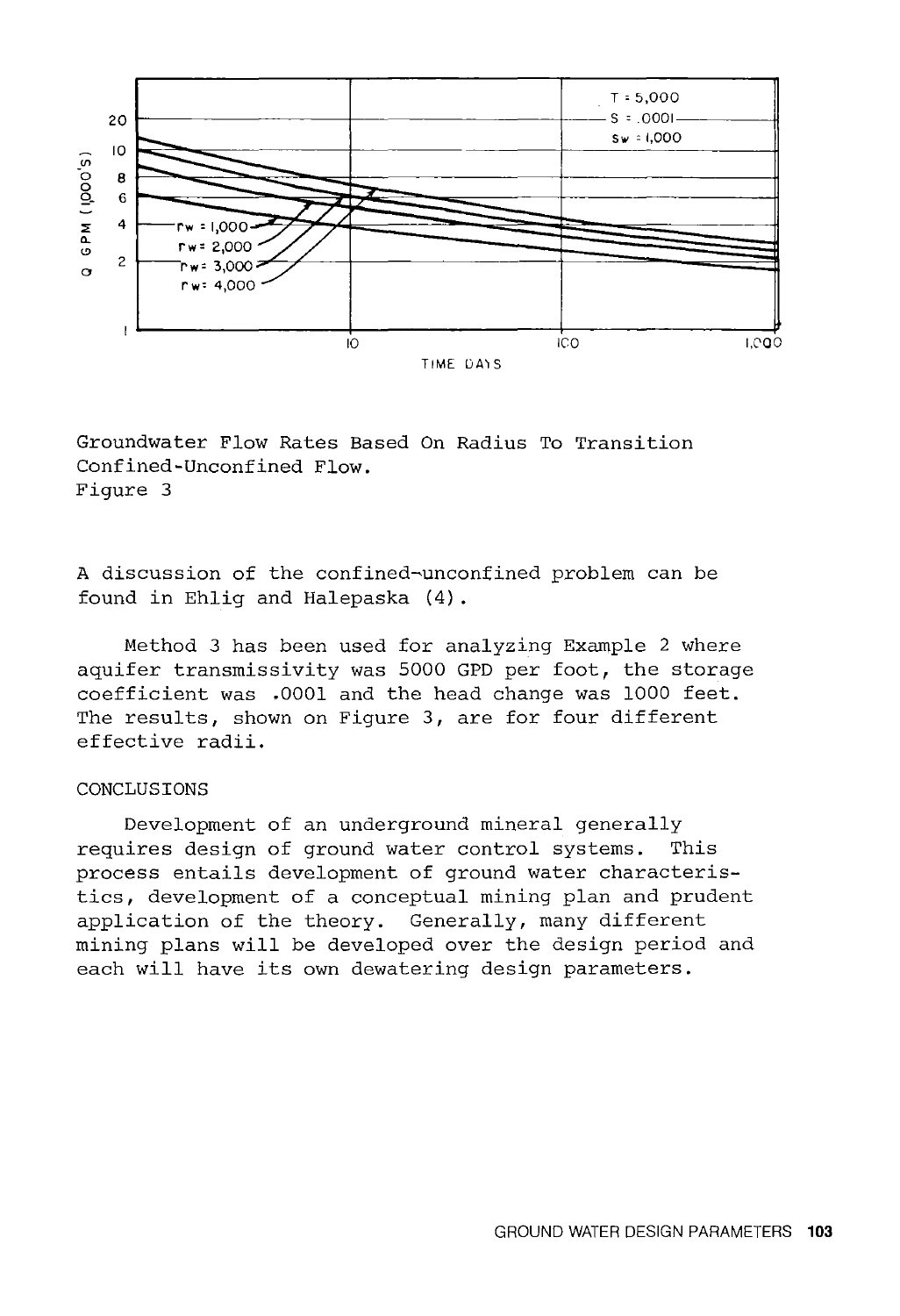Groundwater Flow Rates Based On Radius To Transition Confined-Unconfined Flow.
Figure 3

A discussion of the confined-unconfined problem can be found in Ehlig and Halepaska (4).

Method 3 has been used for analyzing Example 2 where aquifer transmissivity was 5000 GPD per foot, the storage coefficient was .0001 and the head change was 1000 feet. The results, shown on Figure 3, are for four different effective radii.

## CONCLUSIONS

Development of an underground mineral generally requires design of ground water control systems. This process entails development of ground water characteristics, development of a conceptual mining plan and prudent application of the theory. Generally, many different mining plans will be developed over the design period and each will have its own dewatering design parameters.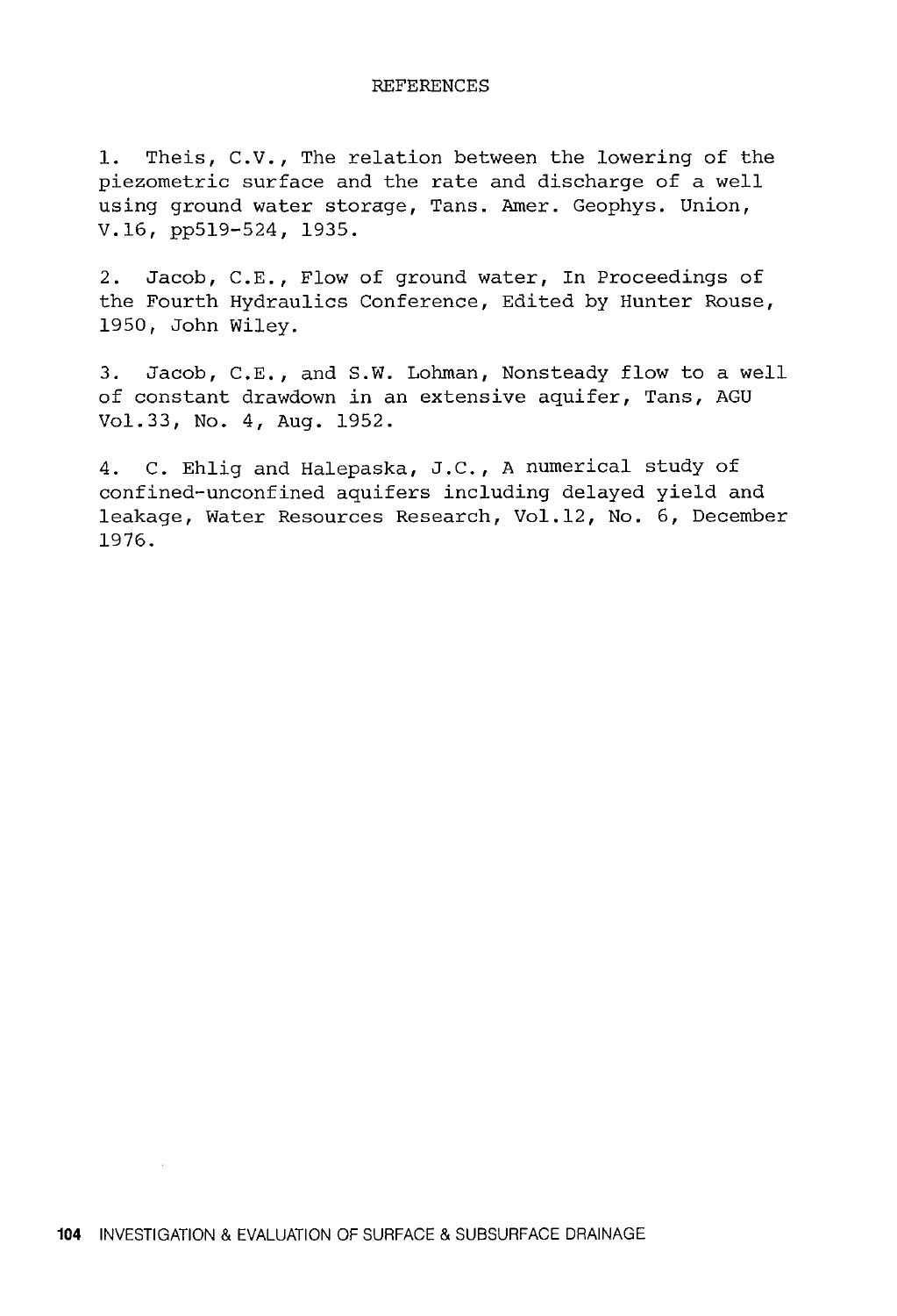## REFERENCES

1. Theis, C.V., The relation between the lowering of the piezometric surface and the rate and discharge of a well using ground water storage, Tans. Amer. Geophys. Union, V.16, pp519-524, 1935.

2. Jacob, C.E., Flow of ground water, In Proceedings of the Fourth Hydraulics Conference, Edited by Hunter Rouse, 1950, John Wiley.

3. Jacob, C.E., and S.W. Lohman, Nonsteady flow to a well of constant drawdown in an extensive aquifer, Tans, AGU Vol.33, No. 4, Aug. 1952.

4. C. Ehlig and Halepaska, J.C., A numerical study of confined-unconfined aquifers including delayed yield and leakage, Water Resources Research, Vol.12, No. 6, December 1976.